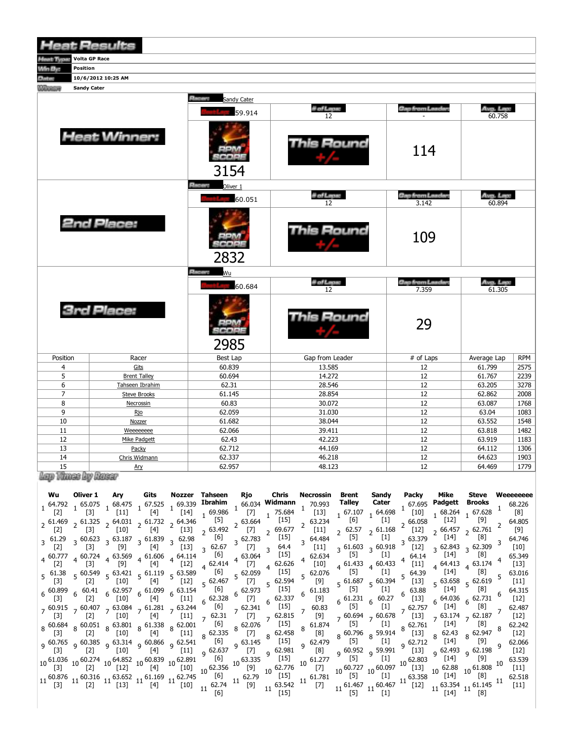# Heat Results

| | |
|---|---|
| Heat Type: | Volta GP Race |
| Win By: | Position |
| Date: | 10/6/2012 10:25 AM |
| Winner: | Sandy Cater |

## Heat Winner:

| Racer: | Sandy Cater | | |
|---|---|---|---|
| Best Lap: 59.914 | # of Laps: 12 | Gap from Leader: - | Avg. Lap: 60.758 |
| RPM SCORE 3154 | This Round +/- | 114 | |

## 2nd Place:

| Racer: | Oliver 1 | | |
|---|---|---|---|
| Best Lap: 60.051 | # of Laps: 12 | Gap from Leader: 3.142 | Avg. Lap: 60.894 |
| RPM SCORE 2832 | This Round +/- | 109 | |

## 3rd Place:

| Racer: | Wu | | |
|---|---|---|---|
| Best Lap: 60.684 | # of Laps: 12 | Gap from Leader: 7.359 | Avg. Lap: 61.305 |
| RPM SCORE 2985 | This Round +/- | 29 | |

| Position | Racer | Best Lap | Gap from Leader | # of Laps | Average Lap | RPM |
|---|---|---|---|---|---|---|
| 4 | Gits | 60.839 | 13.585 | 12 | 61.799 | 2575 |
| 5 | Brent Talley | 60.694 | 14.272 | 12 | 61.767 | 2239 |
| 6 | Tahseen Ibrahim | 62.31 | 28.546 | 12 | 63.205 | 3278 |
| 7 | Steve Brooks | 61.145 | 28.854 | 12 | 62.862 | 2008 |
| 8 | Necrossin | 60.83 | 30.072 | 12 | 63.087 | 1768 |
| 9 | Rjo | 62.059 | 31.030 | 12 | 63.04 | 1083 |
| 10 | Nozzer | 61.682 | 38.044 | 12 | 63.552 | 1548 |
| 11 | Weeeeeeee | 62.066 | 39.411 | 12 | 63.818 | 1482 |
| 12 | Mike Padgett | 62.43 | 42.223 | 12 | 63.919 | 1183 |
| 13 | Packy | 62.712 | 44.169 | 12 | 64.112 | 1306 |
| 14 | Chris Widmann | 62.337 | 46.218 | 12 | 64.623 | 1903 |
| 15 | Ary | 62.957 | 48.123 | 12 | 64.469 | 1779 |

## Lap Times by Racer

| Lap | Wu | Oliver 1 | Ary | Gits | Nozzer | Tahseen Ibrahim | Rjo | Chris Widmann | Necrossin | Brent Talley | Sandy Cater | Packy | Mike Padgett | Steve Brooks | Weeeeeeee |
|---|---|---|---|---|---|---|---|---|---|---|---|---|---|---|---|
| 1 | 64.792 [2] | 65.075 [3] | 68.475 [11] | 67.525 [4] | 69.339 [14] | 69.986 [5] | 66.034 [7] | 75.684 [15] | 70.993 [13] | 67.107 [6] | 64.698 [1] | 67.695 [10] | 68.264 [12] | 67.628 [9] | 68.226 [8] |
| 2 | 61.469 [2] | 61.325 [3] | 64.031 [10] | 61.732 [4] | 64.346 [13] | 63.492 [6] | 63.664 [7] | 69.677 [15] | 63.234 [11] | 62.57 [5] | 61.168 [1] | 66.058 [12] | 66.457 [14] | 62.761 [8] | 64.805 [9] |
| 3 | 61.29 [2] | 60.623 [3] | 63.187 [9] | 61.839 [4] | 62.98 [13] | 62.67 [6] | 62.783 [7] | 64.4 [15] | 64.484 [11] | 61.603 [5] | 60.918 [1] | 63.379 [12] | 62.843 [14] | 62.309 [8] | 64.746 [10] |
| 4 | 60.777 [2] | 60.724 [3] | 63.569 [9] | 61.606 [4] | 64.114 [12] | 62.414 [6] | 63.064 [7] | 62.626 [15] | 62.634 [10] | 61.433 [5] | 60.433 [1] | 64.14 [11] | 64.413 [14] | 63.174 [8] | 65.349 [13] |
| 5 | 61.38 [3] | 60.549 [2] | 63.421 [10] | 61.119 [4] | 63.589 [12] | 62.467 [6] | 62.059 [7] | 62.594 [15] | 62.076 [9] | 61.687 [5] | 60.394 [1] | 64.39 [13] | 63.658 [14] | 62.619 [8] | 63.016 [11] |
| 6 | 60.899 [3] | 60.41 [2] | 62.957 [10] | 61.099 [4] | 63.154 [11] | 62.328 [6] | 62.973 [7] | 62.337 [15] | 61.183 [9] | 61.231 [5] | 60.27 [1] | 63.88 [13] | 64.036 [14] | 62.731 [8] | 64.315 [12] |
| 7 | 60.915 [3] | 60.407 [2] | 63.084 [10] | 61.281 [4] | 63.244 [11] | 62.31 [6] | 62.341 [7] | 62.815 [15] | 60.83 [9] | 60.694 [5] | 60.678 [1] | 62.757 [13] | 63.174 [14] | 62.187 [8] | 62.487 [12] |
| 8 | 60.684 [3] | 60.051 [2] | 63.801 [10] | 61.338 [4] | 62.001 [11] | 62.335 [6] | 62.076 [7] | 62.458 [15] | 61.874 [8] | 60.796 [5] | 59.914 [1] | 62.761 [13] | 62.43 [14] | 62.947 [9] | 62.242 [12] |
| 9 | 60.765 [3] | 60.385 [2] | 63.314 [10] | 60.866 [4] | 62.541 [11] | 62.637 [6] | 63.145 [7] | 62.981 [15] | 62.479 [8] | 60.952 [5] | 59.991 [1] | 62.712 [13] | 62.493 [14] | 62.198 [9] | 62.066 [12] |
| 10 | 61.036 [3] | 60.274 [2] | 64.852 [12] | 60.839 [4] | 62.891 [10] | 62.356 [6] | 63.335 [9] | 62.776 [15] | 61.277 [7] | 60.727 [5] | 60.097 [1] | 62.803 [13] | 62.88 [14] | 61.808 [8] | 63.539 [11] |
| 11 | 60.876 [3] | 60.316 [2] | 63.652 [13] | 61.169 [4] | 62.745 [10] | 62.74 [6] | 62.79 [9] | 63.542 [15] | 61.781 [7] | 61.467 [5] | 60.467 [1] | 63.358 [12] | 63.354 [14] | 61.145 [8] | 62.518 [11] |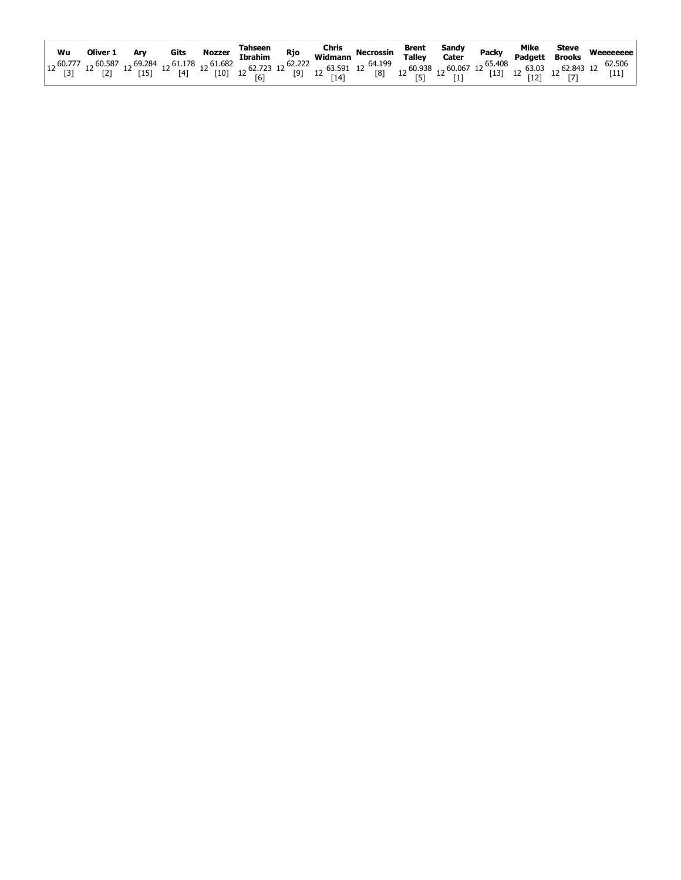| Wu | Oliver 1 | Ary | Gits | Nozzer | Tahseen Ibrahim | Rjo | Chris Widmann | Necrossin | Brent Talley | Sandy Cater | Packy | Mike Padgett | Steve Brooks | Weeeeeeee |
|---|---|---|---|---|---|---|---|---|---|---|---|---|---|---|
| 12 60.777 [3] | 12 60.587 [2] | 12 69.284 [15] | 12 61.178 [4] | 12 61.682 [10] | 12 62.723 [6] | 12 62.222 [9] | 12 63.591 [14] | 12 64.199 [8] | 12 60.938 [5] | 12 60.067 [1] | 12 65.408 [13] | 12 63.03 [12] | 12 62.843 [7] | 12 62.506 [11] |